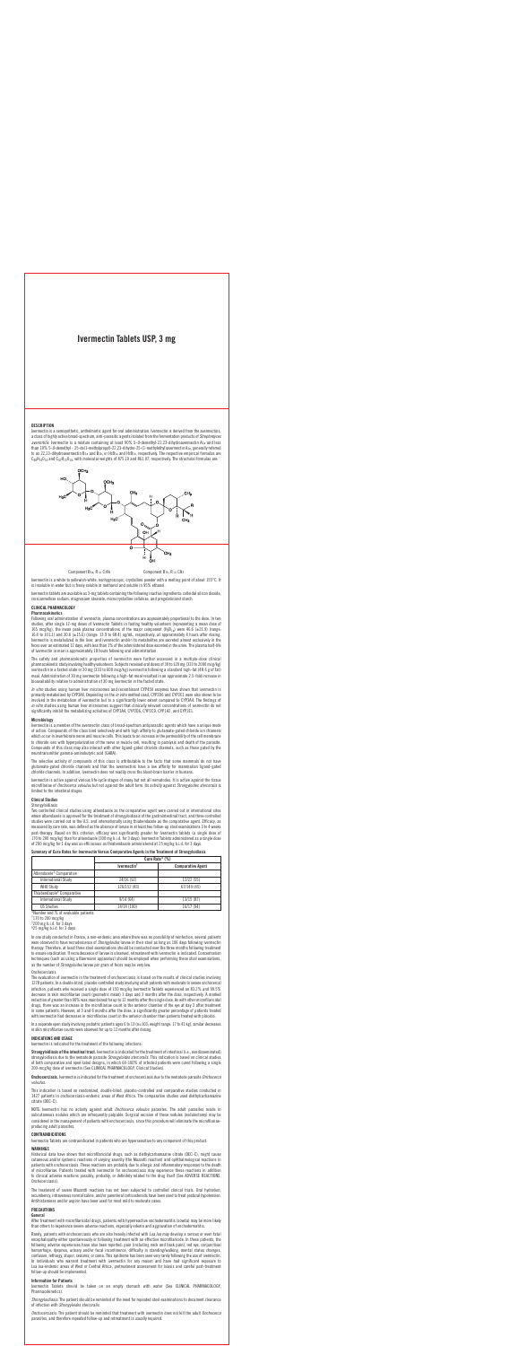# Ivermectin Tablets USP, 3 mg

Ivermectin is a semisynthetic, anthelmintic agent for oral administration. Ivermectin is derived from the avermectins, a class of highly active broad-spectrum, anti-parasitic agents isolated from the fermentation products of *Streptomyces*<br>*avermitilis.* Ivermectin is a mixture containing at least 90% 5-*0*-demethyl-22,23-dihydroavermectin than 10% 5-*O*-demethyl - 25-de(1-methylpropyl)-22,23-dihydro-25-(1-methylethyl)avermectin A13, generally referred<br>to as 22,23-dihydroavermectin B1<sub>8</sub> and B1<sub>b</sub>, or H<sub>2</sub>B1<sub>8</sub> and H2B1<sub>b</sub>, respectively. The respective empir



Component  $B_{1a}$ ,  $R = C_2H_5$  Component  $B_{1b}$ ,  $R = CH_3$ 

#### DESCRIPTION

Ivermectin is a white to yellowish-white, nonhygroscopic, crystalline powder with a melting point of about 155°C. It is insoluble in water but is freely soluble in methanol and soluble in 95% ethanol.

Ivermectin tablets are available as 3-mg tablets containing the following inactive ingredients: colloidal silicon dioxide, croscarmellose sodium, magnesium stearate, microcrystalline cellulose, and pregelatinized starch.

#### CLINICAL PHARMACOLOGY Pharmacokinetics

The safety and pharmacokinetic properties of ivermectin were further assessed in a multiple-dose clinical<br>pharmacokinetic study involving healthy volunteers. Subjects received oral doses of 30 to 120 mg (333 to 2000 mcg/kg meal. Administration of 30 mg ivermectin following a high-fat meal resulted in an approximate 2.5-fold increase in bioavailability relative to administration of 30 mg Ivermectin in the fasted state.

Following oral administration of ivermectin, plasma concentrations are approximately proportional to the dose. In two studies, after single 12-mg doses of Ivermectin Tablets in fasting healthy volunteers (representing a mean dose of<br>165 mcg/kg), the mean peak plasma concentrations of the major component (H2B1<sub>8</sub>) were 46.6 (±21.9) (range: Ivermectin is metabolized in the liver, and ivermectin and/or its metabolites are excreted almost exclusively in the feces over an estimated 12 days, with less than 1% of the administered dose excreted in the urine. The plasma half-life of ivermectin in man is approximately 18 hours following oral administration.

Ivermectin is active against various life-cycle stages of many but not all nematodes. It is active against the tissue microfilariae of *Onchocerca volvulus* but not against the adult form. Its activity against *Strongyloides stercoralis* is limited to the intestinal stages.

#### Clinical Studies **Strongyloidiasis**

*In vitro* studies using human liver microsomes and recombinant CYP450 enzymes have shown that ivermectin is primarily metabolized by CYP3A4. Depending on the *in vitro* method used, CYP2D6 and CYP2E1 were also shown to be involved in the metabolism of ivermectin but to a significantly lower extent compared to CYP3A4. The findings of

*in vitro* studies using human liver microsomes suggest that clinically relevant concentrations of ivermectin do not significantly inhibit the metabolizing activities of CYP3A4, CYP2D6, CYP2C9, CYP1A2, and CYP2E1.

## **Microbiology**

Ivermectin is a member of the avermectin class of broad-spectrum antiparasitic agents which have a unique mode of action. Compounds of the class bind selectively and with high affinity to glutamate-gated chloride ion channels which occur in invertebrate nerve and muscle cells. This leads to an increase in the permeability of the cell membrane to chloride ions with hyperpolarization of the nerve or muscle cell, resulting in paralysis and death of the parasite. Compounds of this class may also interact with other ligand-gated chloride channels, such as those gated by the neurotransmitter gamma-aminobutyric acid (GABA).

The selective activity of compounds of this class is attributable to the facts that some mammals do not have glutamate-gated chloride channels and that the avermectins have a low affinity for mammalian ligand-gated chloride channels. In addition, Ivermectin does not readily cross the blood-brain barrier in humans.

Two controlled clinical studies using albendazole as the comparative agent were carried out in international sites where albendazole is approved for the treatment of strongyloidiasis of the gastrointestinal tract, and three controlled<br>studies were carried out in the U.S. and internationally using thiabendazole as the comparative agent. measured by cure rate, was defined as the absence of larvae in at least two follow-up stool examinations 3 to 4 weeks post-therapy. Based on this criterion, efficacy was significantly greater for Ivermectin tablets (a single dose of<br>170 to 200 mcg/kg) than for albendazole (200 mg b.i.d. for 3 days). Ivermectin Tablets administered as a si of 200 mcg/kg for 1 day was as efficacious as thiabendazole administered at 25 mg/kg b.i.d. for 3 days.

Summary of Cure Rates for Ivermectin Versus Comparative Agents in the Treatment of Strongyloidiasis

|                                        | Cure Rate* $(\%)$       |                          |
|----------------------------------------|-------------------------|--------------------------|
|                                        | Ivermectin <sup>†</sup> | <b>Comparative Agent</b> |
| Albendazole <sup>‡</sup> Comparative   |                         |                          |
| <b>International Study</b>             | 24/26 (92)              | 12/22 (55)               |
| <b>WHO Study</b>                       | 126/152 (83)            | 67/149 (45)              |
| Thiabendazole <sup>§</sup> Comparative |                         |                          |
| <b>International Study</b>             | 9/14(64)                | 13/15 (87)               |
| <b>US Studies</b>                      | 14/14 (100)             | 16/17 (94)               |

\*Number and % of evaluable patients

†170 to 200 mcg/kg ‡200 mg b.i.d. for 3 days

§25 mg/kg b.i.d. for 3 days

In one study conducted in France, a non-endemic area where there was no possibility of reinfection, several patients were observed to have recrudescence of *Strongyloides* larvae in their stool as long as 106 days following ivermectin therapy. Therefore, at least three stool examinations should be conducted over the three months following treatment to ensure eradication. If recrudescence of larvae is observed, retreatment with ivermectin is indicated. Concentration techniques (such as using a Baermann apparatus) should be employed when performing these stool examinations, as the number of *Strongyloides* larvae per gram of feces may be very low.

#### **Onchocerciasis**

The evaluation of ivermectin in the treatment of onchocerciasis is based on the results of clinical studies involving 1278 patients. In a double-blind, placebo-controlled study involving adult patients with moderate to severe onchocercal<br>infection, patients who received a single dose of 150 mcg/kg Ivermectin Tablets experienced an 83.2% a reduction of greater than 90% was maintained for up to 12 months after the single dose. As with other microfilaricidal<br>drugs, there was an increase in the microfilariae count in the anterior chamber of the eye at day 3 aft with ivermectin had decreases in microfilariae count in the anterior chamber than patients treated with placebo.

In a separate open study involving pediatric patients ages 6 to 13 (n=103; weight range: 17 to 41 kg), similar decreases in skin microfilariae counts were observed for up to 12 months after dosing.

#### INDICATIONS AND USAGE

Ivermectin is indicated for the treatment of the following infections:

Strongyloidiasis of the intestinal tract. Ivermectin is indicated for the treatment of intestinal (i.e., nondisseminated) strongyloidiasis due to the nematode parasite *Strongyloides stercoralis*. This indication is based on clinical studies of both comparative and open-label designs, in which 64-100% of infected patients were cured following a single<br>200-mcg/kg dose of ivermectin (See CLINICAL PHARMACOLOGY, Clinical Studies).

Onchocerciasis. Ivermectin is indicated for the treatment of onchocerciasis due to the nematode parasite *Onchocerca volvulus*.

This indication is based on randomized, double-blind, placebo-controlled and comparative studies conducted in 1427 patients in onchocerciasis-endemic areas of West Africa. The comparative studies used diethylcarbamazine citrate (DEC-C).

NOTE: Ivermectin has no activity against adult *Onchocerca volvulus* parasites. The adult parasites reside in subcutaneous nodules which are infrequently palpable. Surgical excision of these nodules (nodulectomy) may be considered in the management of patients with onchocerciasis, since this procedure will eliminate the microfilariaeproducing adult parasites.

### CONTRAINDICATIONS

Ivermectin Tablets are contraindicated in patients who are hypersensitive to any component of this product.

## WARNINGS

Historical data have shown that microfilaricidal drugs, such as diethylcarbamazine citrate (DEC-C), might cause cutaneous and/or systemic reactions of varying severity (the Mazzotti reaction) and ophthalmological reactions in<br>patients with onchocerciasis. These reactions are probably due to allergic and inflammatory responses to the of microfilariae. Patients treated with ivermectin for onchocerciasis may experience these reactions in addition to clinical adverse reactions possibly, probably, or definitely related to the drug itself (See ADVERSE REACTIONS, Onchocerciasis).

The treatment of severe Mazzotti reactions has not been subjected to controlled clinical trials. Oral hydration, recumbency, intravenous normal saline, and/or parenteral corticosteroids have been used to treat postural hypotensio Antihistamines and/or aspirin have been used for most mild to moderate cases.

## PRECAUTIONS

General

After treatment with microfilaricidal drugs, patients with hyperreactive onchodermatitis (sowda) may be more likely than others to experience severe adverse reactions, especially edema and aggravation of onchodermatitis.

Rarely, patients with onchocerciasis who are also heavily infected with *Loa loa* may develop a serious or even fatal encephalopathy either spontaneously or following treatment with an effective microfilaricide. In these patients, the following adverse experiences have also been reported: pain (including neck and back pain), red eye, conjunctival hemorrhage, dyspnea, urinary and/or fecal incontinence, difficulty in standing/walking, mental status changes, confusion, lethargy, stupor, seizures, or coma. This syndrome has been seen very rarely following the use of ivermectin.<br>In individuals who warrant treatment with ivermectin for any reason and have had signific follow-up should be implemented.

### Information for Patients

Ivermectin Tablets should be taken on an empty stomach with water (See CLINICAL PHARMACOLOGY, Pharmacokinetics).

*Strongyloidiasis:* The patient should be reminded of the need for repeated stool examinations to document clearance of infection with *Strongyloides stercoralis*.

*Onchocerciasis:* The patient should be reminded that treatment with ivermectin does not kill the adult *Onchocerca*  parasites, and therefore repeated follow-up and retreatment is usually required.